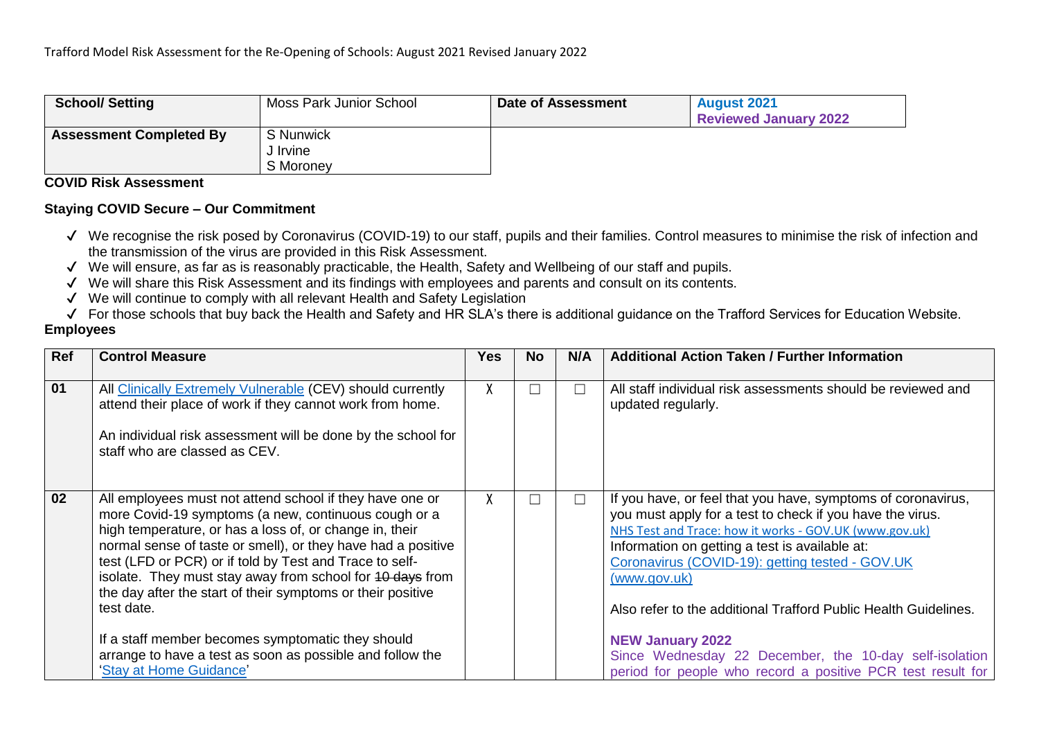Trafford Model Risk Assessment for the Re-Opening of Schools: August 2021 Revised January 2022

| **School/ Setting** | Moss Park Junior School | **Date of Assessment** | **August 2021**<br>**Reviewed January 2022** |
|---|---|---|---|
| **Assessment Completed By** | S Nunwick<br>J Irvine<br>S Moroney | | |

**COVID Risk Assessment**

**Staying COVID Secure – Our Commitment**

- ✓ We recognise the risk posed by Coronavirus (COVID-19) to our staff, pupils and their families. Control measures to minimise the risk of infection and the transmission of the virus are provided in this Risk Assessment.
- ✓ We will ensure, as far as is reasonably practicable, the Health, Safety and Wellbeing of our staff and pupils.
- ✓ We will share this Risk Assessment and its findings with employees and parents and consult on its contents.
- ✓ We will continue to comply with all relevant Health and Safety Legislation
- ✓ For those schools that buy back the Health and Safety and HR SLA's there is additional guidance on the Trafford Services for Education Website.

**Employees**

| **Ref** | **Control Measure** | **Yes** | **No** | **N/A** | **Additional Action Taken / Further Information** |
|---|---|---|---|---|---|
| **01** | All Clinically Extremely Vulnerable (CEV) should currently attend their place of work if they cannot work from home.<br><br>An individual risk assessment will be done by the school for staff who are classed as CEV. | X | ☐ | ☐ | All staff individual risk assessments should be reviewed and updated regularly. |
| **02** | All employees must not attend school if they have one or more Covid-19 symptoms (a new, continuous cough or a high temperature, or has a loss of, or change in, their normal sense of taste or smell), or they have had a positive test (LFD or PCR) or if told by Test and Trace to self-isolate. They must stay away from school for ~~10 days~~ from the day after the start of their symptoms or their positive test date.<br><br>If a staff member becomes symptomatic they should arrange to have a test as soon as possible and follow the 'Stay at Home Guidance' | X | ☐ | ☐ | If you have, or feel that you have, symptoms of coronavirus, you must apply for a test to check if you have the virus.<br>NHS Test and Trace: how it works - GOV.UK (www.gov.uk)<br>Information on getting a test is available at:<br>Coronavirus (COVID-19): getting tested - GOV.UK (www.gov.uk)<br><br>Also refer to the additional Trafford Public Health Guidelines.<br><br>**NEW January 2022**<br>Since Wednesday 22 December, the 10-day self-isolation period for people who record a positive PCR test result for |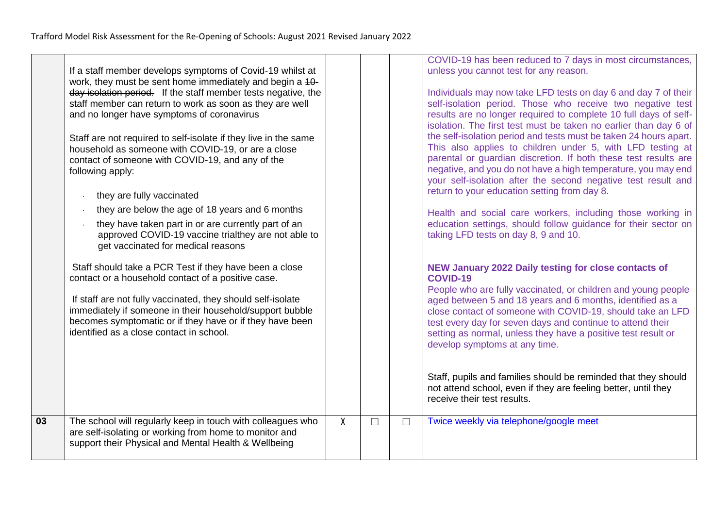| | | | | | |
|---|---|---|---|---|---|
| | If a staff member develops symptoms of Covid-19 whilst at work, they must be sent home immediately and begin a ~~10-day isolation period.~~ If the staff member tests negative, the staff member can return to work as soon as they are well and no longer have symptoms of coronavirus<br><br>Staff are not required to self-isolate if they live in the same household as someone with COVID-19, or are a close contact of someone with COVID-19, and any of the following apply:<br><br>· they are fully vaccinated<br>· they are below the age of 18 years and 6 months<br>· they have taken part in or are currently part of an approved COVID-19 vaccine trialthey are not able to get vaccinated for medical reasons<br><br>Staff should take a PCR Test if they have been a close contact or a household contact of a positive case.<br><br>If staff are not fully vaccinated, they should self-isolate immediately if someone in their household/support bubble becomes symptomatic or if they have or if they have been identified as a close contact in school. | | | | COVID-19 has been reduced to 7 days in most circumstances, unless you cannot test for any reason.<br><br>Individuals may now take LFD tests on day 6 and day 7 of their self-isolation period. Those who receive two negative test results are no longer required to complete 10 full days of self-isolation. The first test must be taken no earlier than day 6 of the self-isolation period and tests must be taken 24 hours apart. This also applies to children under 5, with LFD testing at parental or guardian discretion. If both these test results are negative, and you do not have a high temperature, you may end your self-isolation after the second negative test result and return to your education setting from day 8.<br><br>Health and social care workers, including those working in education settings, should follow guidance for their sector on taking LFD tests on day 8, 9 and 10.<br><br>**NEW January 2022 Daily testing for close contacts of COVID-19**<br>People who are fully vaccinated, or children and young people aged between 5 and 18 years and 6 months, identified as a close contact of someone with COVID-19, should take an LFD test every day for seven days and continue to attend their setting as normal, unless they have a positive test result or develop symptoms at any time.<br><br>Staff, pupils and families should be reminded that they should not attend school, even if they are feeling better, until they receive their test results. |
| **03** | The school will regularly keep in touch with colleagues who are self-isolating or working from home to monitor and support their Physical and Mental Health & Wellbeing | X | ☐ | ☐ | Twice weekly via telephone/google meet |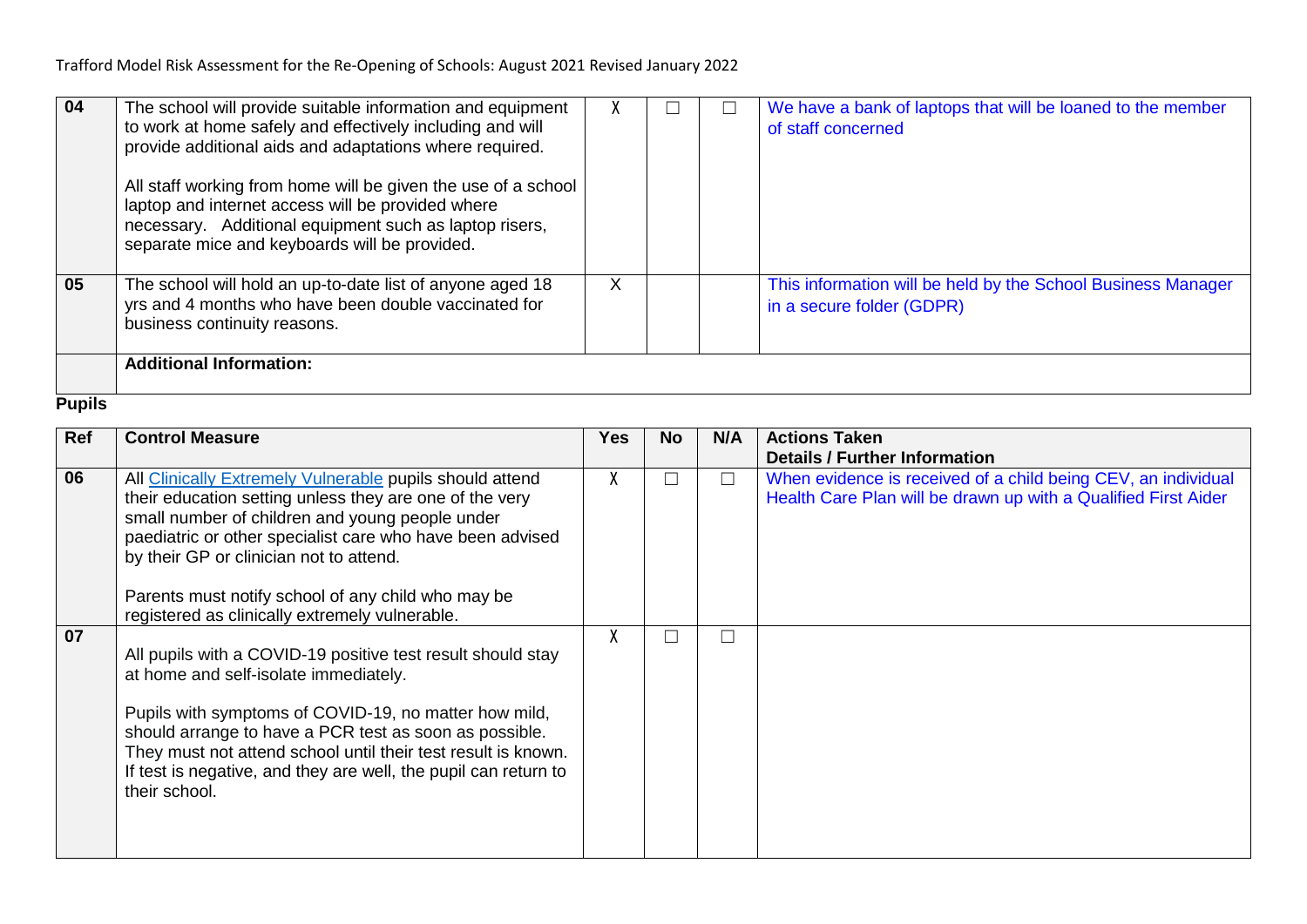| Ref | Control Measure | Yes | No | N/A | Actions Taken Details / Further Information |
|---|---|---|---|---|---|
| 04 | The school will provide suitable information and equipment to work at home safely and effectively including and will provide additional aids and adaptations where required.<br><br>All staff working from home will be given the use of a school laptop and internet access will be provided where necessary. Additional equipment such as laptop risers, separate mice and keyboards will be provided. | X | ☐ | ☐ | We have a bank of laptops that will be loaned to the member of staff concerned |
| 05 | The school will hold an up-to-date list of anyone aged 18 yrs and 4 months who have been double vaccinated for business continuity reasons. | X | | | This information will be held by the School Business Manager in a secure folder (GDPR) |
| | **Additional Information:** | | | | |

**Pupils**

| Ref | Control Measure | Yes | No | N/A | Actions Taken<br>Details / Further Information |
|---|---|---|---|---|---|
| 06 | All Clinically Extremely Vulnerable pupils should attend their education setting unless they are one of the very small number of children and young people under paediatric or other specialist care who have been advised by their GP or clinician not to attend.<br><br>Parents must notify school of any child who may be registered as clinically extremely vulnerable. | X | ☐ | ☐ | When evidence is received of a child being CEV, an individual Health Care Plan will be drawn up with a Qualified First Aider |
| 07 | All pupils with a COVID-19 positive test result should stay at home and self-isolate immediately.<br><br>Pupils with symptoms of COVID-19, no matter how mild, should arrange to have a PCR test as soon as possible. They must not attend school until their test result is known. If test is negative, and they are well, the pupil can return to their school. | X | ☐ | ☐ | |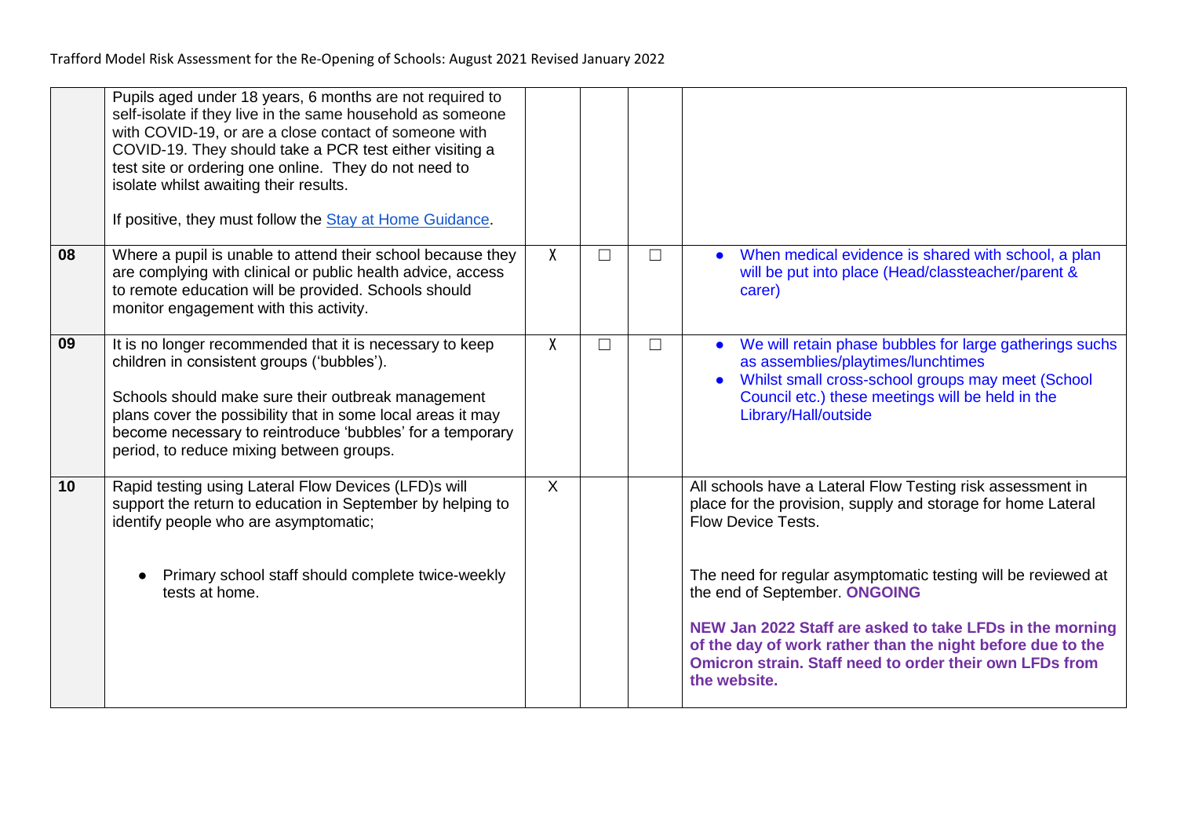| | | | | | |
|---|---|---|---|---|---|
| | Pupils aged under 18 years, 6 months are not required to self-isolate if they live in the same household as someone with COVID-19, or are a close contact of someone with COVID-19. They should take a PCR test either visiting a test site or ordering one online. They do not need to isolate whilst awaiting their results.<br><br>If positive, they must follow the Stay at Home Guidance. | | | | |
| 08 | Where a pupil is unable to attend their school because they are complying with clinical or public health advice, access to remote education will be provided. Schools should monitor engagement with this activity. | X | ☐ | ☐ | • When medical evidence is shared with school, a plan will be put into place (Head/classteacher/parent & carer) |
| 09 | It is no longer recommended that it is necessary to keep children in consistent groups ('bubbles').<br><br>Schools should make sure their outbreak management plans cover the possibility that in some local areas it may become necessary to reintroduce 'bubbles' for a temporary period, to reduce mixing between groups. | X | ☐ | ☐ | • We will retain phase bubbles for large gatherings suchs as assemblies/playtimes/lunchtimes<br>• Whilst small cross-school groups may meet (School Council etc.) these meetings will be held in the Library/Hall/outside |
| 10 | Rapid testing using Lateral Flow Devices (LFD)s will support the return to education in September by helping to identify people who are asymptomatic;<br><br>• Primary school staff should complete twice-weekly tests at home. | X | | | All schools have a Lateral Flow Testing risk assessment in place for the provision, supply and storage for home Lateral Flow Device Tests.<br><br>The need for regular asymptomatic testing will be reviewed at the end of September. **ONGOING**<br><br>**NEW Jan 2022 Staff are asked to take LFDs in the morning of the day of work rather than the night before due to the Omicron strain. Staff need to order their own LFDs from the website.** |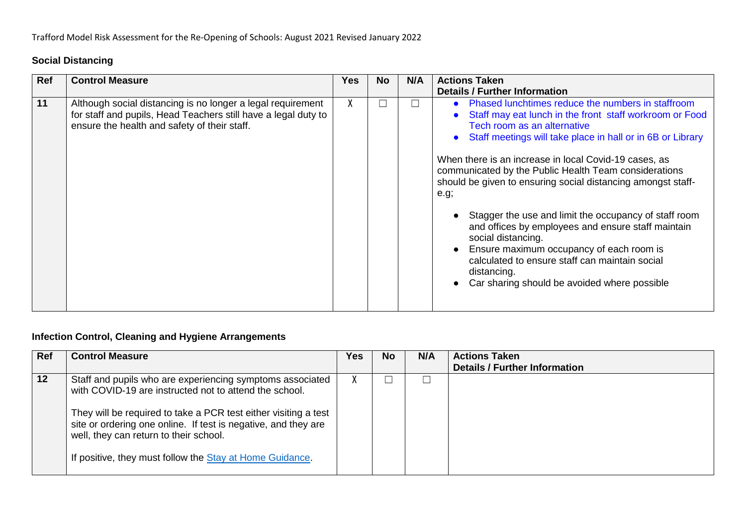Trafford Model Risk Assessment for the Re-Opening of Schools: August 2021 Revised January 2022

### Social Distancing

| Ref | Control Measure | Yes | No | N/A | Actions Taken<br>Details / Further Information |
|---|---|---|---|---|---|
| 11 | Although social distancing is no longer a legal requirement for staff and pupils, Head Teachers still have a legal duty to ensure the health and safety of their staff. | X | ☐ | ☐ | • Phased lunchtimes reduce the numbers in staffroom<br>• Staff may eat lunch in the front staff workroom or Food Tech room as an alternative<br>• Staff meetings will take place in hall or in 6B or Library<br><br>When there is an increase in local Covid-19 cases, as communicated by the Public Health Team considerations should be given to ensuring social distancing amongst staff- e.g;<br><br>• Stagger the use and limit the occupancy of staff room and offices by employees and ensure staff maintain social distancing.<br>• Ensure maximum occupancy of each room is calculated to ensure staff can maintain social distancing.<br>• Car sharing should be avoided where possible |

### Infection Control, Cleaning and Hygiene Arrangements

| Ref | Control Measure | Yes | No | N/A | Actions Taken<br>Details / Further Information |
|---|---|---|---|---|---|
| 12 | Staff and pupils who are experiencing symptoms associated with COVID-19 are instructed not to attend the school.<br><br>They will be required to take a PCR test either visiting a test site or ordering one online. If test is negative, and they are well, they can return to their school.<br><br>If positive, they must follow the Stay at Home Guidance. | X | ☐ | ☐ | |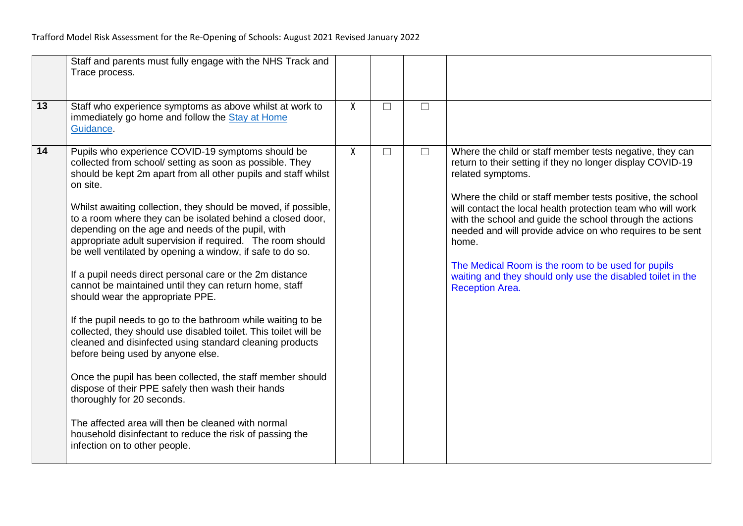| | | | | | |
|---|---|---|---|---|---|
| | Staff and parents must fully engage with the NHS Track and Trace process. | | | | |
| **13** | Staff who experience symptoms as above whilst at work to immediately go home and follow the [Stay at Home Guidance](). | X | ☐ | ☐ | |
| **14** | Pupils who experience COVID-19 symptoms should be collected from school/ setting as soon as possible. They should be kept 2m apart from all other pupils and staff whilst on site.<br><br>Whilst awaiting collection, they should be moved, if possible, to a room where they can be isolated behind a closed door, depending on the age and needs of the pupil, with appropriate adult supervision if required. The room should be well ventilated by opening a window, if safe to do so.<br><br>If a pupil needs direct personal care or the 2m distance cannot be maintained until they can return home, staff should wear the appropriate PPE.<br><br>If the pupil needs to go to the bathroom while waiting to be collected, they should use disabled toilet. This toilet will be cleaned and disinfected using standard cleaning products before being used by anyone else.<br><br>Once the pupil has been collected, the staff member should dispose of their PPE safely then wash their hands thoroughly for 20 seconds.<br><br>The affected area will then be cleaned with normal household disinfectant to reduce the risk of passing the infection on to other people. | X | ☐ | ☐ | Where the child or staff member tests negative, they can return to their setting if they no longer display COVID-19 related symptoms.<br><br>Where the child or staff member tests positive, the school will contact the local health protection team who will work with the school and guide the school through the actions needed and will provide advice on who requires to be sent home.<br><br>The Medical Room is the room to be used for pupils waiting and they should only use the disabled toilet in the Reception Area. |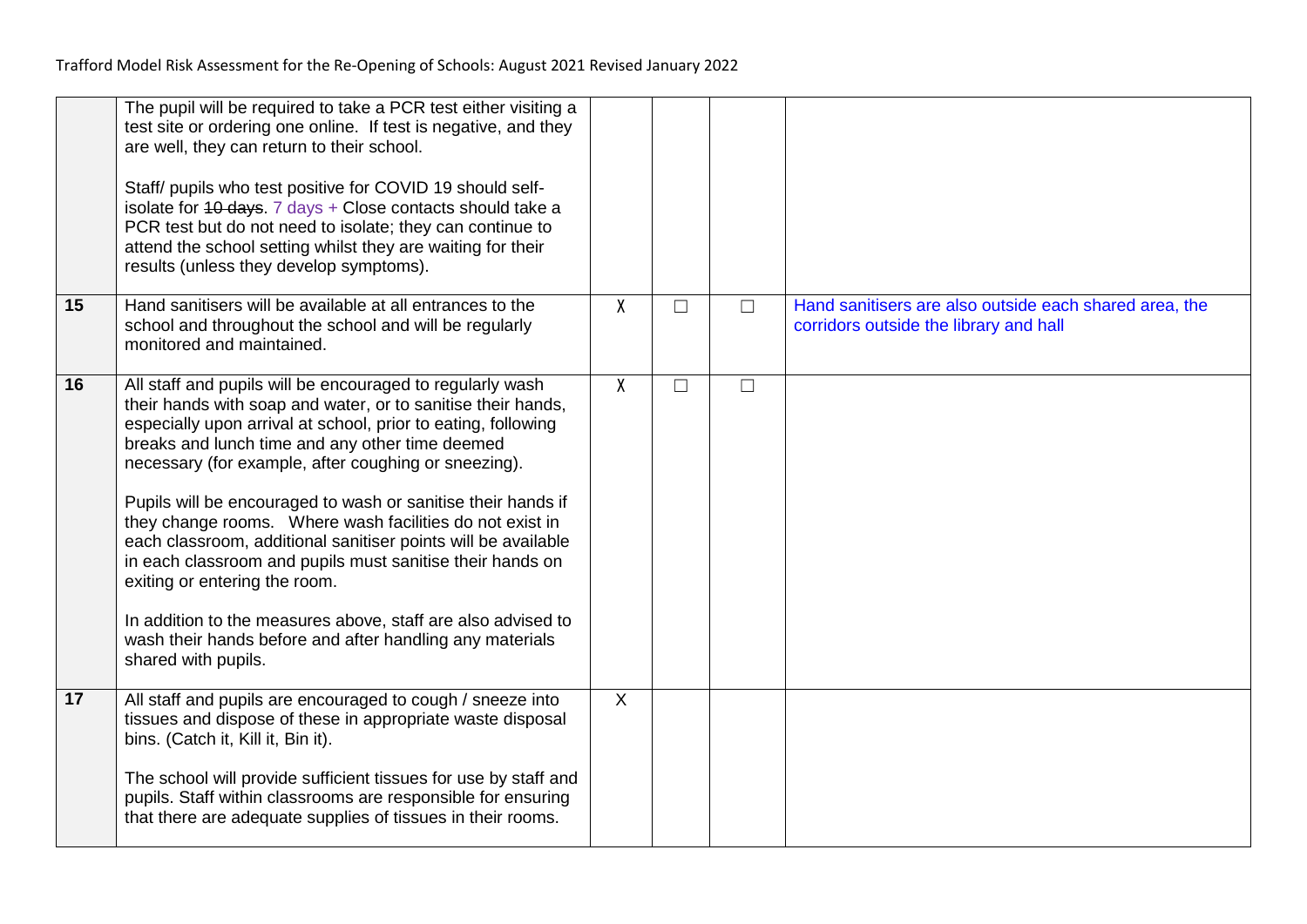| | | | | | |
|---|---|---|---|---|---|
| | The pupil will be required to take a PCR test either visiting a test site or ordering one online. If test is negative, and they are well, they can return to their school.<br><br>Staff/ pupils who test positive for COVID 19 should self-isolate for ~~10 days~~. 7 days + Close contacts should take a PCR test but do not need to isolate; they can continue to attend the school setting whilst they are waiting for their results (unless they develop symptoms). | | | | |
| **15** | Hand sanitisers will be available at all entrances to the school and throughout the school and will be regularly monitored and maintained. | X | ☐ | ☐ | Hand sanitisers are also outside each shared area, the corridors outside the library and hall |
| **16** | All staff and pupils will be encouraged to regularly wash their hands with soap and water, or to sanitise their hands, especially upon arrival at school, prior to eating, following breaks and lunch time and any other time deemed necessary (for example, after coughing or sneezing).<br><br>Pupils will be encouraged to wash or sanitise their hands if they change rooms. Where wash facilities do not exist in each classroom, additional sanitiser points will be available in each classroom and pupils must sanitise their hands on exiting or entering the room.<br><br>In addition to the measures above, staff are also advised to wash their hands before and after handling any materials shared with pupils. | X | ☐ | ☐ | |
| **17** | All staff and pupils are encouraged to cough / sneeze into tissues and dispose of these in appropriate waste disposal bins. (Catch it, Kill it, Bin it).<br><br>The school will provide sufficient tissues for use by staff and pupils. Staff within classrooms are responsible for ensuring that there are adequate supplies of tissues in their rooms. | X | | | |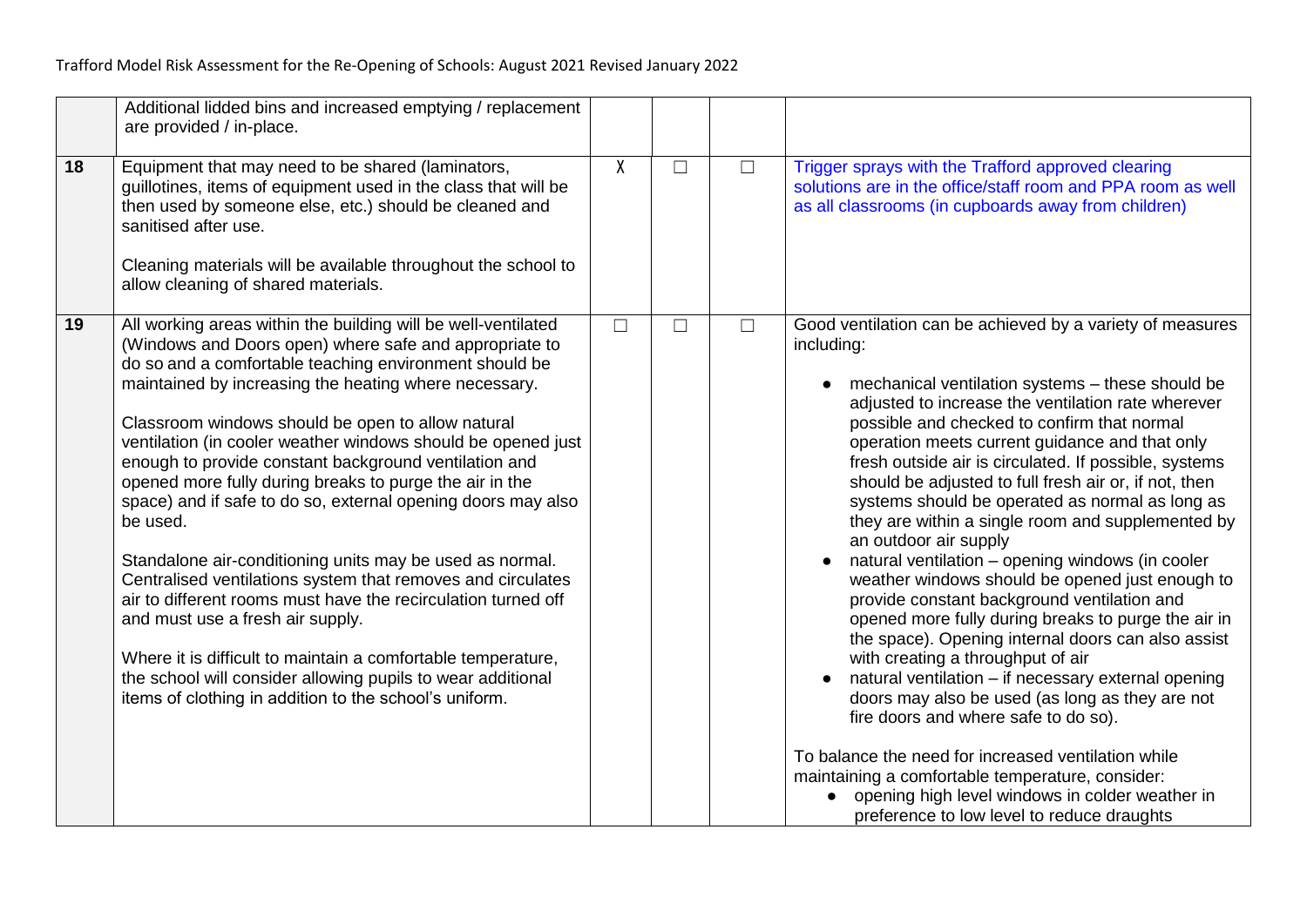| | | | | | |
|---|---|---|---|---|---|
| | Additional lidded bins and increased emptying / replacement are provided / in-place. | | | | |
| **18** | Equipment that may need to be shared (laminators, guillotines, items of equipment used in the class that will be then used by someone else, etc.) should be cleaned and sanitised after use.<br><br>Cleaning materials will be available throughout the school to allow cleaning of shared materials. | X | ☐ | ☐ | Trigger sprays with the Trafford approved clearing solutions are in the office/staff room and PPA room as well as all classrooms (in cupboards away from children) |
| **19** | All working areas within the building will be well-ventilated (Windows and Doors open) where safe and appropriate to do so and a comfortable teaching environment should be maintained by increasing the heating where necessary.<br><br>Classroom windows should be open to allow natural ventilation (in cooler weather windows should be opened just enough to provide constant background ventilation and opened more fully during breaks to purge the air in the space) and if safe to do so, external opening doors may also be used.<br><br>Standalone air-conditioning units may be used as normal. Centralised ventilations system that removes and circulates air to different rooms must have the recirculation turned off and must use a fresh air supply.<br><br>Where it is difficult to maintain a comfortable temperature, the school will consider allowing pupils to wear additional items of clothing in addition to the school's uniform. | ☐ | ☐ | ☐ | Good ventilation can be achieved by a variety of measures including:<br><br>• mechanical ventilation systems – these should be adjusted to increase the ventilation rate wherever possible and checked to confirm that normal operation meets current guidance and that only fresh outside air is circulated. If possible, systems should be adjusted to full fresh air or, if not, then systems should be operated as normal as long as they are within a single room and supplemented by an outdoor air supply<br>• natural ventilation – opening windows (in cooler weather windows should be opened just enough to provide constant background ventilation and opened more fully during breaks to purge the air in the space). Opening internal doors can also assist with creating a throughput of air<br>• natural ventilation – if necessary external opening doors may also be used (as long as they are not fire doors and where safe to do so).<br><br>To balance the need for increased ventilation while maintaining a comfortable temperature, consider:<br>• opening high level windows in colder weather in preference to low level to reduce draughts |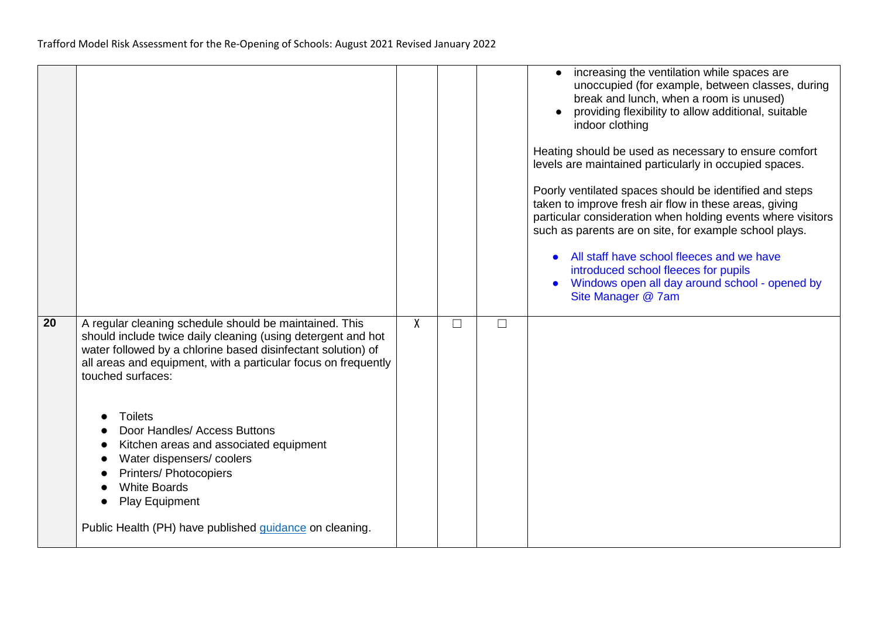| | | | | | |
|---|---|---|---|---|---|
| | | | | | • increasing the ventilation while spaces are unoccupied (for example, between classes, during break and lunch, when a room is unused)<br>• providing flexibility to allow additional, suitable indoor clothing<br><br>Heating should be used as necessary to ensure comfort levels are maintained particularly in occupied spaces.<br><br>Poorly ventilated spaces should be identified and steps taken to improve fresh air flow in these areas, giving particular consideration when holding events where visitors such as parents are on site, for example school plays.<br><br>• All staff have school fleeces and we have introduced school fleeces for pupils<br>• Windows open all day around school - opened by Site Manager @ 7am |
| **20** | A regular cleaning schedule should be maintained. This should include twice daily cleaning (using detergent and hot water followed by a chlorine based disinfectant solution) of all areas and equipment, with a particular focus on frequently touched surfaces:<br><br>• Toilets<br>• Door Handles/ Access Buttons<br>• Kitchen areas and associated equipment<br>• Water dispensers/ coolers<br>• Printers/ Photocopiers<br>• White Boards<br>• Play Equipment<br><br>Public Health (PH) have published guidance on cleaning. | X | ☐ | ☐ | |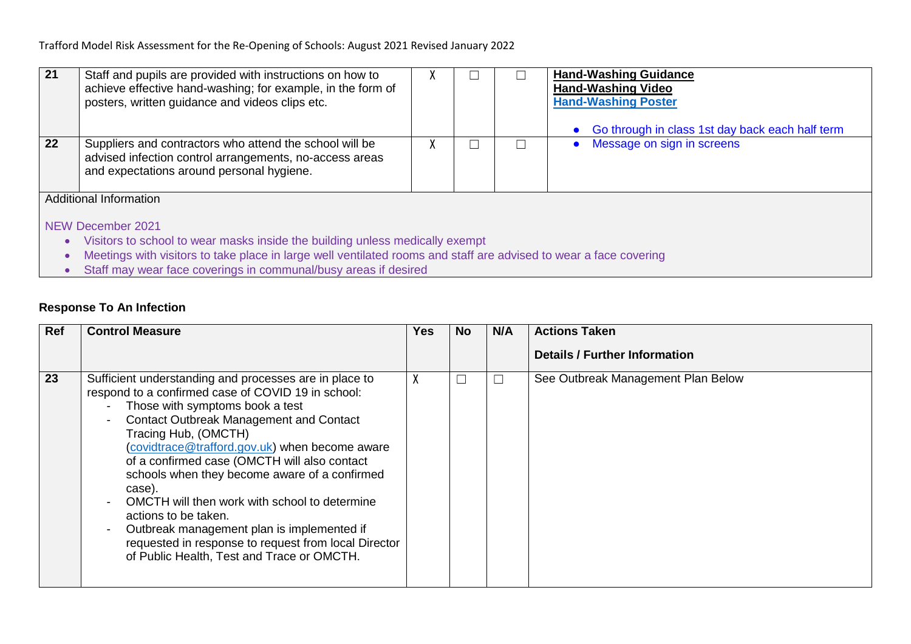| 21 | Staff and pupils are provided with instructions on how to achieve effective hand-washing; for example, in the form of posters, written guidance and videos clips etc. | X | ☐ | ☐ | **Hand-Washing Guidance**<br>**Hand-Washing Video**<br>**Hand-Washing Poster**<br><br>• Go through in class 1st day back each half term |
|---|---|---|---|---|---|
| 22 | Suppliers and contractors who attend the school will be advised infection control arrangements, no-access areas and expectations around personal hygiene. | X | ☐ | ☐ | • Message on sign in screens |

Additional Information

NEW December 2021

- Visitors to school to wear masks inside the building unless medically exempt
- Meetings with visitors to take place in large well ventilated rooms and staff are advised to wear a face covering
- Staff may wear face coverings in communal/busy areas if desired

**Response To An Infection**

| Ref | Control Measure | Yes | No | N/A | Actions Taken<br><br>Details / Further Information |
|---|---|---|---|---|---|
| 23 | Sufficient understanding and processes are in place to respond to a confirmed case of COVID 19 in school:<br>- Those with symptoms book a test<br>- Contact Outbreak Management and Contact Tracing Hub, (OMCTH) (covidtrace@trafford.gov.uk) when become aware of a confirmed case (OMCTH will also contact schools when they become aware of a confirmed case).<br>- OMCTH will then work with school to determine actions to be taken.<br>- Outbreak management plan is implemented if requested in response to request from local Director of Public Health, Test and Trace or OMCTH. | X | ☐ | ☐ | See Outbreak Management Plan Below |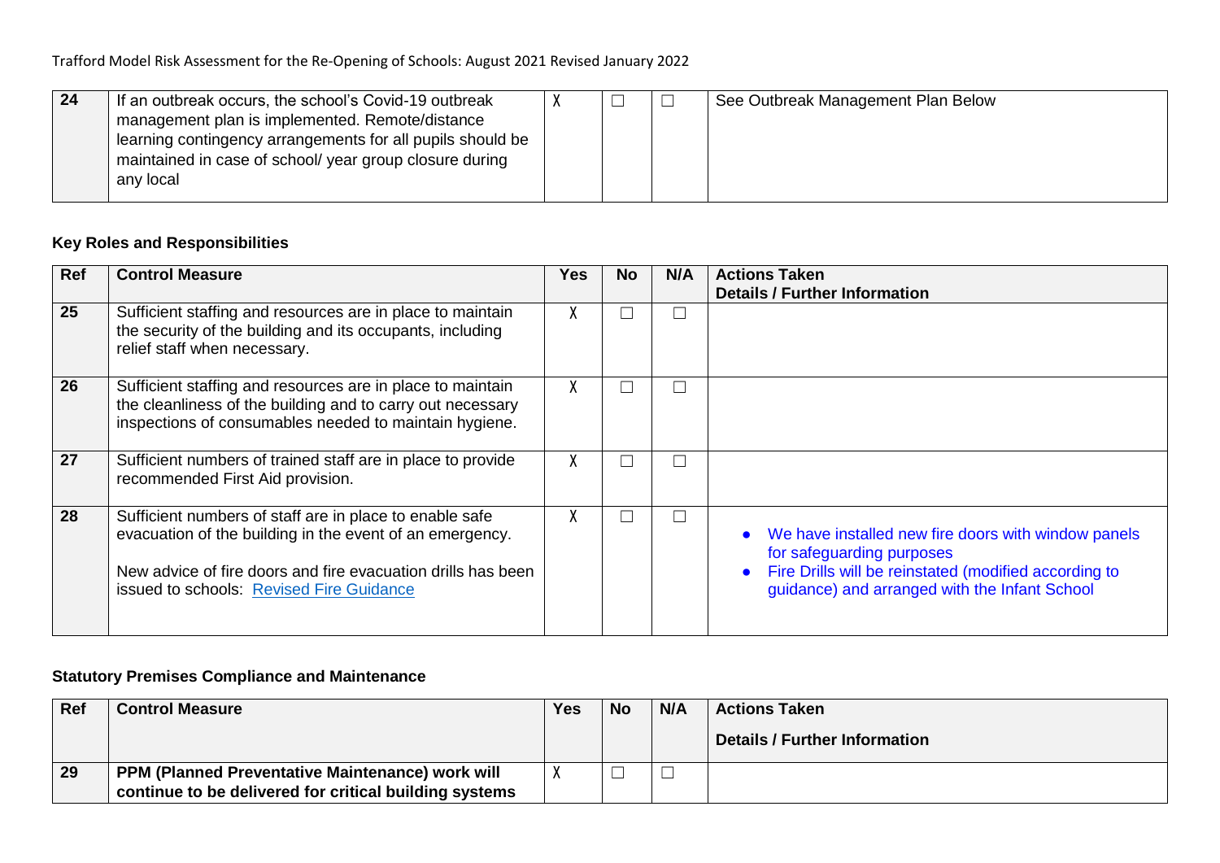| 24 | If an outbreak occurs, the school's Covid-19 outbreak management plan is implemented. Remote/distance learning contingency arrangements for all pupils should be maintained in case of school/ year group closure during any local | X | ☐ | ☐ | See Outbreak Management Plan Below |
|---|---|---|---|---|---|

**Key Roles and Responsibilities**

| Ref | Control Measure | Yes | No | N/A | Actions Taken<br>Details / Further Information |
|---|---|---|---|---|---|
| 25 | Sufficient staffing and resources are in place to maintain the security of the building and its occupants, including relief staff when necessary. | X | ☐ | ☐ | |
| 26 | Sufficient staffing and resources are in place to maintain the cleanliness of the building and to carry out necessary inspections of consumables needed to maintain hygiene. | X | ☐ | ☐ | |
| 27 | Sufficient numbers of trained staff are in place to provide recommended First Aid provision. | X | ☐ | ☐ | |
| 28 | Sufficient numbers of staff are in place to enable safe evacuation of the building in the event of an emergency.<br><br>New advice of fire doors and fire evacuation drills has been issued to schools: [Revised Fire Guidance] | X | ☐ | ☐ | • We have installed new fire doors with window panels for safeguarding purposes<br>• Fire Drills will be reinstated (modified according to guidance) and arranged with the Infant School |

**Statutory Premises Compliance and Maintenance**

| Ref | Control Measure | Yes | No | N/A | Actions Taken<br><br>Details / Further Information |
|---|---|---|---|---|---|
| 29 | **PPM (Planned Preventative Maintenance) work will continue to be delivered for critical building systems** | X | ☐ | ☐ | |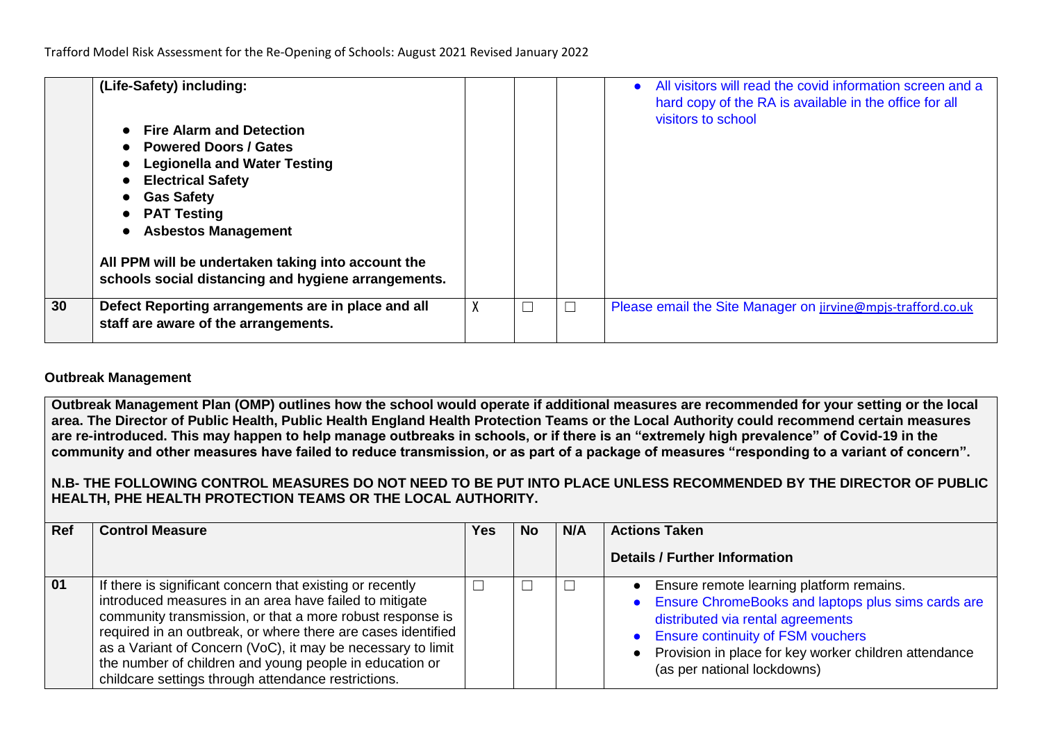| | | | | | |
|---|---|---|---|---|---|
| | **(Life-Safety) including:**<br><br>• **Fire Alarm and Detection**<br>• **Powered Doors / Gates**<br>• **Legionella and Water Testing**<br>• **Electrical Safety**<br>• **Gas Safety**<br>• **PAT Testing**<br>• **Asbestos Management**<br><br>**All PPM will be undertaken taking into account the schools social distancing and hygiene arrangements.** | | | | • All visitors will read the covid information screen and a hard copy of the RA is available in the office for all visitors to school |
| **30** | **Defect Reporting arrangements are in place and all staff are aware of the arrangements.** | X | ☐ | ☐ | Please email the Site Manager on jirvine@mpjs-trafford.co.uk |

**Outbreak Management**

**Outbreak Management Plan (OMP) outlines how the school would operate if additional measures are recommended for your setting or the local area. The Director of Public Health, Public Health England Health Protection Teams or the Local Authority could recommend certain measures are re-introduced. This may happen to help manage outbreaks in schools, or if there is an "extremely high prevalence" of Covid-19 in the community and other measures have failed to reduce transmission, or as part of a package of measures "responding to a variant of concern".**

**N.B- THE FOLLOWING CONTROL MEASURES DO NOT NEED TO BE PUT INTO PLACE UNLESS RECOMMENDED BY THE DIRECTOR OF PUBLIC HEALTH, PHE HEALTH PROTECTION TEAMS OR THE LOCAL AUTHORITY.**

| Ref | Control Measure | Yes | No | N/A | Actions Taken<br><br>Details / Further Information |
|---|---|---|---|---|---|
| 01 | If there is significant concern that existing or recently introduced measures in an area have failed to mitigate community transmission, or that a more robust response is required in an outbreak, or where there are cases identified as a Variant of Concern (VoC), it may be necessary to limit the number of children and young people in education or childcare settings through attendance restrictions. | ☐ | ☐ | ☐ | • Ensure remote learning platform remains.<br>• Ensure ChromeBooks and laptops plus sims cards are distributed via rental agreements<br>• Ensure continuity of FSM vouchers<br>• Provision in place for key worker children attendance (as per national lockdowns) |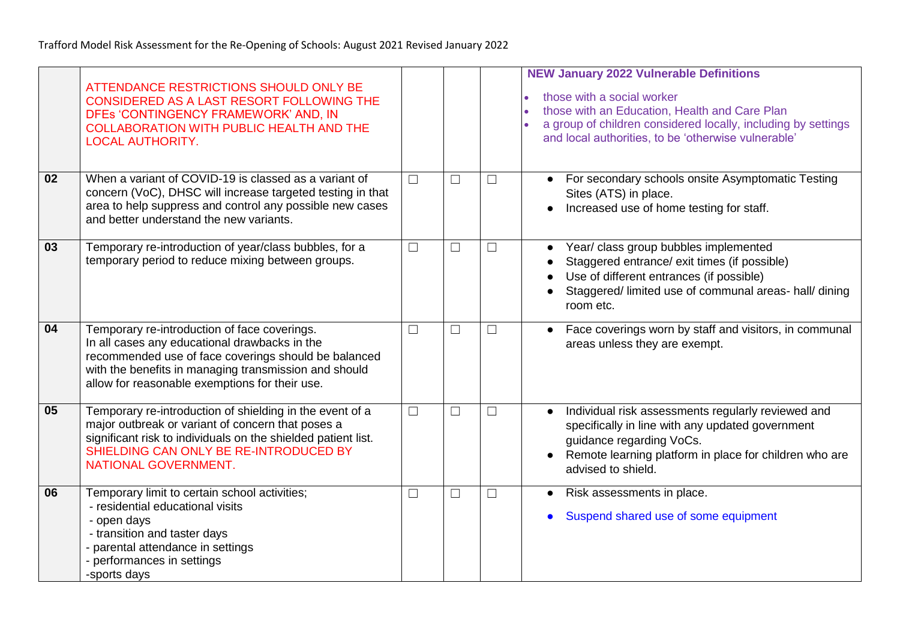|  |  |  |  |  |  |
|---|---|---|---|---|---|
|  | ATTENDANCE RESTRICTIONS SHOULD ONLY BE CONSIDERED AS A LAST RESORT FOLLOWING THE DFEs 'CONTINGENCY FRAMEWORK' AND, IN COLLABORATION WITH PUBLIC HEALTH AND THE LOCAL AUTHORITY. |  |  |  | **NEW January 2022 Vulnerable Definitions** <br>• those with a social worker <br>• those with an Education, Health and Care Plan <br>• a group of children considered locally, including by settings and local authorities, to be 'otherwise vulnerable' |
| **02** | When a variant of COVID-19 is classed as a variant of concern (VoC), DHSC will increase targeted testing in that area to help suppress and control any possible new cases and better understand the new variants. | ☐ | ☐ | ☐ | • For secondary schools onsite Asymptomatic Testing Sites (ATS) in place. <br>• Increased use of home testing for staff. |
| **03** | Temporary re-introduction of year/class bubbles, for a temporary period to reduce mixing between groups. | ☐ | ☐ | ☐ | • Year/ class group bubbles implemented <br>• Staggered entrance/ exit times (if possible) <br>• Use of different entrances (if possible) <br>• Staggered/ limited use of communal areas- hall/ dining room etc. |
| **04** | Temporary re-introduction of face coverings. In all cases any educational drawbacks in the recommended use of face coverings should be balanced with the benefits in managing transmission and should allow for reasonable exemptions for their use. | ☐ | ☐ | ☐ | • Face coverings worn by staff and visitors, in communal areas unless they are exempt. |
| **05** | Temporary re-introduction of shielding in the event of a major outbreak or variant of concern that poses a significant risk to individuals on the shielded patient list. SHIELDING CAN ONLY BE RE-INTRODUCED BY NATIONAL GOVERNMENT. | ☐ | ☐ | ☐ | • Individual risk assessments regularly reviewed and specifically in line with any updated government guidance regarding VoCs. <br>• Remote learning platform in place for children who are advised to shield. |
| **06** | Temporary limit to certain school activities; <br>- residential educational visits <br>- open days <br>- transition and taster days <br>- parental attendance in settings <br>- performances in settings <br>-sports days | ☐ | ☐ | ☐ | • Risk assessments in place. <br>• Suspend shared use of some equipment |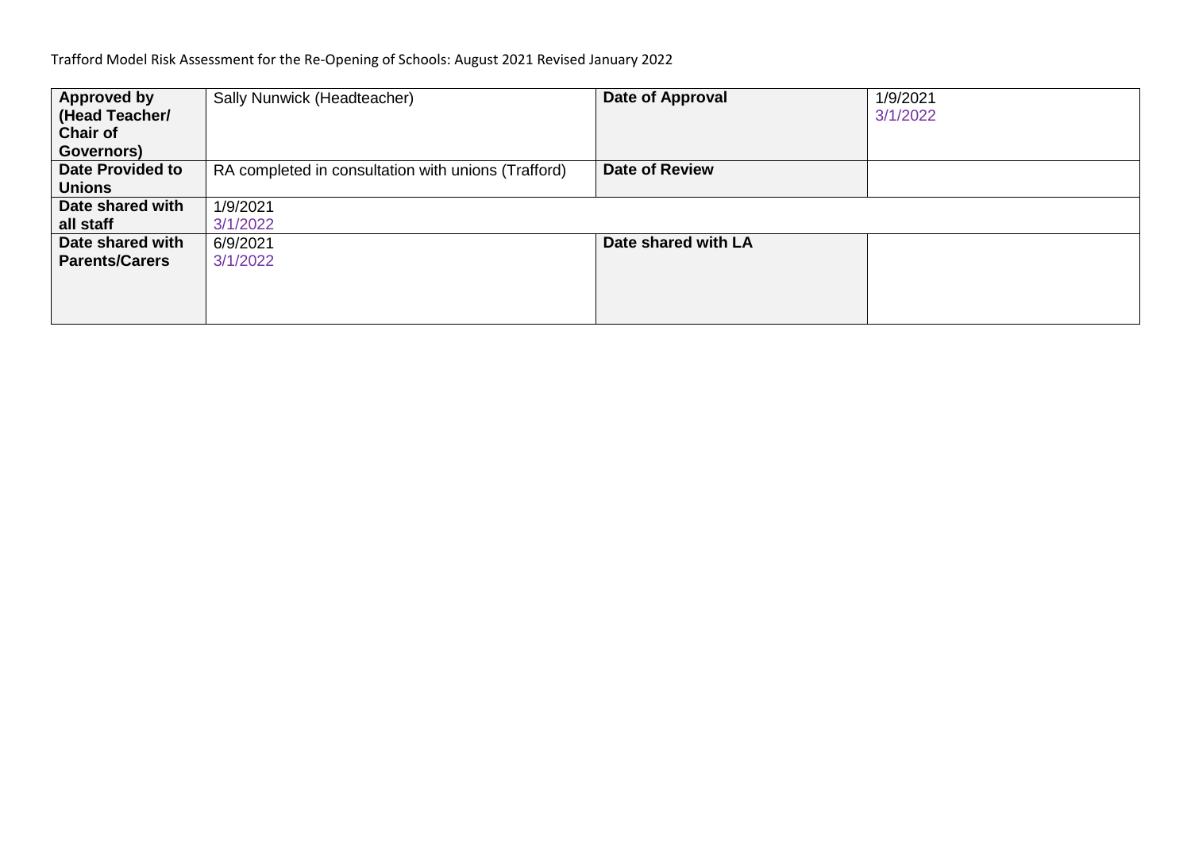Trafford Model Risk Assessment for the Re-Opening of Schools: August 2021 Revised January 2022

| | | | |
|---|---|---|---|
| **Approved by (Head Teacher/ Chair of Governors)** | Sally Nunwick (Headteacher) | **Date of Approval** | 1/9/2021<br>3/1/2022 |
| **Date Provided to Unions** | RA completed in consultation with unions (Trafford) | **Date of Review** | |
| **Date shared with all staff** | 1/9/2021<br>3/1/2022 | | |
| **Date shared with Parents/Carers** | 6/9/2021<br>3/1/2022 | **Date shared with LA** | |